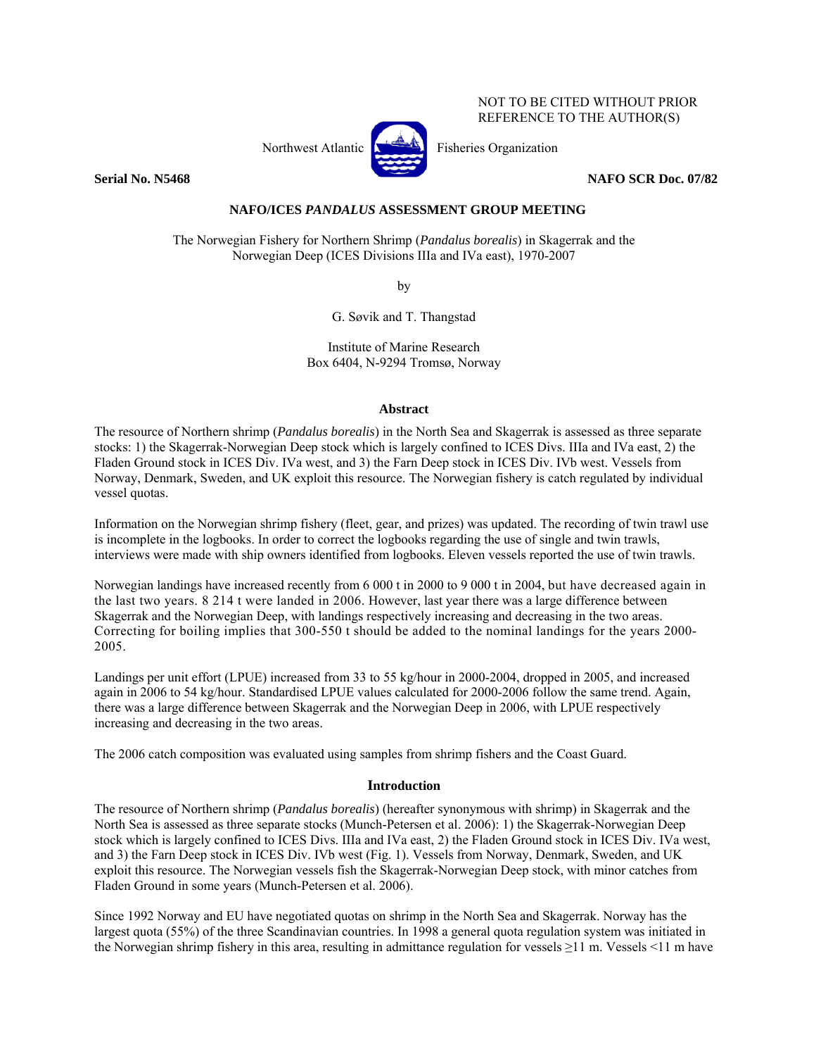NOT TO BE CITED WITHOUT PRIOR REFERENCE TO THE AUTHOR(S)

Northwest Atlantic Fisheries Organization

**Serial No. N5468** **NAFO SCR Doc. 07/82**

## NAFO/ICES *PANDALUS* ASSESSMENT GROUP MEETING

The Norwegian Fishery for Northern Shrimp (*Pandalus borealis*) in Skagerrak and the Norwegian Deep (ICES Divisions IIIa and IVa east), 1970-2007

by

G. Søvik and T. Thangstad

Institute of Marine Research
Box 6404, N-9294 Tromsø, Norway

### Abstract

The resource of Northern shrimp (*Pandalus borealis*) in the North Sea and Skagerrak is assessed as three separate stocks: 1) the Skagerrak-Norwegian Deep stock which is largely confined to ICES Divs. IIIa and IVa east, 2) the Fladen Ground stock in ICES Div. IVa west, and 3) the Farn Deep stock in ICES Div. IVb west. Vessels from Norway, Denmark, Sweden, and UK exploit this resource. The Norwegian fishery is catch regulated by individual vessel quotas.

Information on the Norwegian shrimp fishery (fleet, gear, and prizes) was updated. The recording of twin trawl use is incomplete in the logbooks. In order to correct the logbooks regarding the use of single and twin trawls, interviews were made with ship owners identified from logbooks. Eleven vessels reported the use of twin trawls.

Norwegian landings have increased recently from 6 000 t in 2000 to 9 000 t in 2004, but have decreased again in the last two years. 8 214 t were landed in 2006. However, last year there was a large difference between Skagerrak and the Norwegian Deep, with landings respectively increasing and decreasing in the two areas. Correcting for boiling implies that 300-550 t should be added to the nominal landings for the years 2000-2005.

Landings per unit effort (LPUE) increased from 33 to 55 kg/hour in 2000-2004, dropped in 2005, and increased again in 2006 to 54 kg/hour. Standardised LPUE values calculated for 2000-2006 follow the same trend. Again, there was a large difference between Skagerrak and the Norwegian Deep in 2006, with LPUE respectively increasing and decreasing in the two areas.

The 2006 catch composition was evaluated using samples from shrimp fishers and the Coast Guard.

### Introduction

The resource of Northern shrimp (*Pandalus borealis*) (hereafter synonymous with shrimp) in Skagerrak and the North Sea is assessed as three separate stocks (Munch-Petersen et al. 2006): 1) the Skagerrak-Norwegian Deep stock which is largely confined to ICES Divs. IIIa and IVa east, 2) the Fladen Ground stock in ICES Div. IVa west, and 3) the Farn Deep stock in ICES Div. IVb west (Fig. 1). Vessels from Norway, Denmark, Sweden, and UK exploit this resource. The Norwegian vessels fish the Skagerrak-Norwegian Deep stock, with minor catches from Fladen Ground in some years (Munch-Petersen et al. 2006).

Since 1992 Norway and EU have negotiated quotas on shrimp in the North Sea and Skagerrak. Norway has the largest quota (55%) of the three Scandinavian countries. In 1998 a general quota regulation system was initiated in the Norwegian shrimp fishery in this area, resulting in admittance regulation for vessels ≥11 m. Vessels <11 m have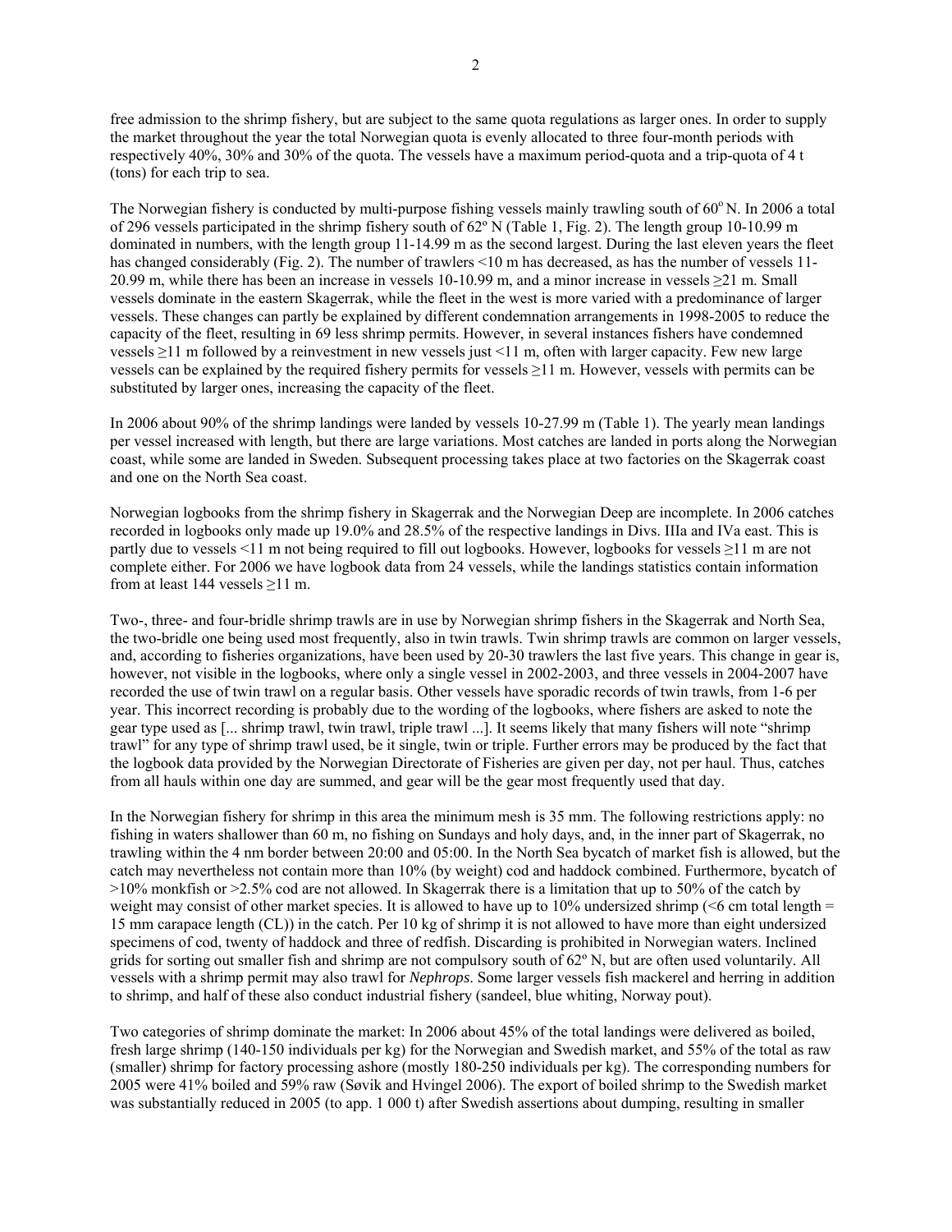free admission to the shrimp fishery, but are subject to the same quota regulations as larger ones. In order to supply the market throughout the year the total Norwegian quota is evenly allocated to three four-month periods with respectively 40%, 30% and 30% of the quota. The vessels have a maximum period-quota and a trip-quota of 4 t (tons) for each trip to sea.

The Norwegian fishery is conducted by multi-purpose fishing vessels mainly trawling south of 60° N. In 2006 a total of 296 vessels participated in the shrimp fishery south of 62º N (Table 1, Fig. 2). The length group 10-10.99 m dominated in numbers, with the length group 11-14.99 m as the second largest. During the last eleven years the fleet has changed considerably (Fig. 2). The number of trawlers <10 m has decreased, as has the number of vessels 11-20.99 m, while there has been an increase in vessels 10-10.99 m, and a minor increase in vessels ≥21 m. Small vessels dominate in the eastern Skagerrak, while the fleet in the west is more varied with a predominance of larger vessels. These changes can partly be explained by different condemnation arrangements in 1998-2005 to reduce the capacity of the fleet, resulting in 69 less shrimp permits. However, in several instances fishers have condemned vessels ≥11 m followed by a reinvestment in new vessels just <11 m, often with larger capacity. Few new large vessels can be explained by the required fishery permits for vessels ≥11 m. However, vessels with permits can be substituted by larger ones, increasing the capacity of the fleet.

In 2006 about 90% of the shrimp landings were landed by vessels 10-27.99 m (Table 1). The yearly mean landings per vessel increased with length, but there are large variations. Most catches are landed in ports along the Norwegian coast, while some are landed in Sweden. Subsequent processing takes place at two factories on the Skagerrak coast and one on the North Sea coast.

Norwegian logbooks from the shrimp fishery in Skagerrak and the Norwegian Deep are incomplete. In 2006 catches recorded in logbooks only made up 19.0% and 28.5% of the respective landings in Divs. IIIa and IVa east. This is partly due to vessels <11 m not being required to fill out logbooks. However, logbooks for vessels ≥11 m are not complete either. For 2006 we have logbook data from 24 vessels, while the landings statistics contain information from at least 144 vessels ≥11 m.

Two-, three- and four-bridle shrimp trawls are in use by Norwegian shrimp fishers in the Skagerrak and North Sea, the two-bridle one being used most frequently, also in twin trawls. Twin shrimp trawls are common on larger vessels, and, according to fisheries organizations, have been used by 20-30 trawlers the last five years. This change in gear is, however, not visible in the logbooks, where only a single vessel in 2002-2003, and three vessels in 2004-2007 have recorded the use of twin trawl on a regular basis. Other vessels have sporadic records of twin trawls, from 1-6 per year. This incorrect recording is probably due to the wording of the logbooks, where fishers are asked to note the gear type used as [... shrimp trawl, twin trawl, triple trawl ...]. It seems likely that many fishers will note "shrimp trawl" for any type of shrimp trawl used, be it single, twin or triple. Further errors may be produced by the fact that the logbook data provided by the Norwegian Directorate of Fisheries are given per day, not per haul. Thus, catches from all hauls within one day are summed, and gear will be the gear most frequently used that day.

In the Norwegian fishery for shrimp in this area the minimum mesh is 35 mm. The following restrictions apply: no fishing in waters shallower than 60 m, no fishing on Sundays and holy days, and, in the inner part of Skagerrak, no trawling within the 4 nm border between 20:00 and 05:00. In the North Sea bycatch of market fish is allowed, but the catch may nevertheless not contain more than 10% (by weight) cod and haddock combined. Furthermore, bycatch of >10% monkfish or >2.5% cod are not allowed. In Skagerrak there is a limitation that up to 50% of the catch by weight may consist of other market species. It is allowed to have up to 10% undersized shrimp (<6 cm total length = 15 mm carapace length (CL)) in the catch. Per 10 kg of shrimp it is not allowed to have more than eight undersized specimens of cod, twenty of haddock and three of redfish. Discarding is prohibited in Norwegian waters. Inclined grids for sorting out smaller fish and shrimp are not compulsory south of 62º N, but are often used voluntarily. All vessels with a shrimp permit may also trawl for *Nephrops*. Some larger vessels fish mackerel and herring in addition to shrimp, and half of these also conduct industrial fishery (sandeel, blue whiting, Norway pout).

Two categories of shrimp dominate the market: In 2006 about 45% of the total landings were delivered as boiled, fresh large shrimp (140-150 individuals per kg) for the Norwegian and Swedish market, and 55% of the total as raw (smaller) shrimp for factory processing ashore (mostly 180-250 individuals per kg). The corresponding numbers for 2005 were 41% boiled and 59% raw (Søvik and Hvingel 2006). The export of boiled shrimp to the Swedish market was substantially reduced in 2005 (to app. 1 000 t) after Swedish assertions about dumping, resulting in smaller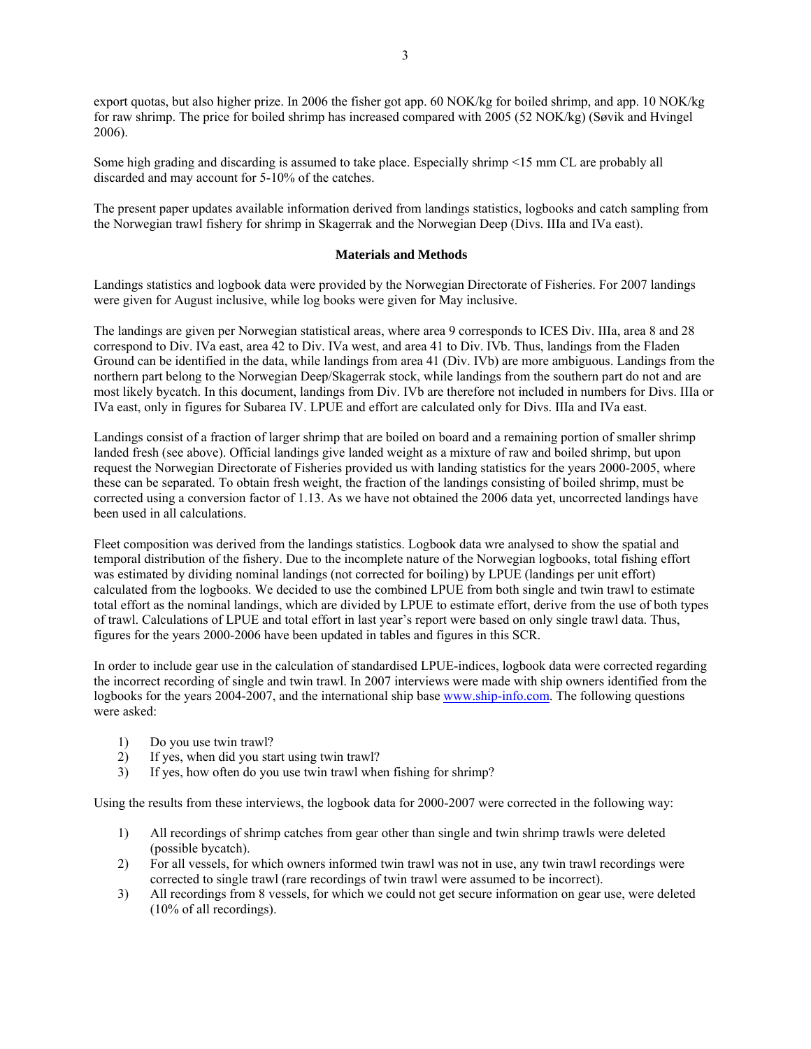export quotas, but also higher prize. In 2006 the fisher got app. 60 NOK/kg for boiled shrimp, and app. 10 NOK/kg for raw shrimp. The price for boiled shrimp has increased compared with 2005 (52 NOK/kg) (Søvik and Hvingel 2006).

Some high grading and discarding is assumed to take place. Especially shrimp <15 mm CL are probably all discarded and may account for 5-10% of the catches.

The present paper updates available information derived from landings statistics, logbooks and catch sampling from the Norwegian trawl fishery for shrimp in Skagerrak and the Norwegian Deep (Divs. IIIa and IVa east).

## Materials and Methods

Landings statistics and logbook data were provided by the Norwegian Directorate of Fisheries. For 2007 landings were given for August inclusive, while log books were given for May inclusive.

The landings are given per Norwegian statistical areas, where area 9 corresponds to ICES Div. IIIa, area 8 and 28 correspond to Div. IVa east, area 42 to Div. IVa west, and area 41 to Div. IVb. Thus, landings from the Fladen Ground can be identified in the data, while landings from area 41 (Div. IVb) are more ambiguous. Landings from the northern part belong to the Norwegian Deep/Skagerrak stock, while landings from the southern part do not and are most likely bycatch. In this document, landings from Div. IVb are therefore not included in numbers for Divs. IIIa or IVa east, only in figures for Subarea IV. LPUE and effort are calculated only for Divs. IIIa and IVa east.

Landings consist of a fraction of larger shrimp that are boiled on board and a remaining portion of smaller shrimp landed fresh (see above). Official landings give landed weight as a mixture of raw and boiled shrimp, but upon request the Norwegian Directorate of Fisheries provided us with landing statistics for the years 2000-2005, where these can be separated. To obtain fresh weight, the fraction of the landings consisting of boiled shrimp, must be corrected using a conversion factor of 1.13. As we have not obtained the 2006 data yet, uncorrected landings have been used in all calculations.

Fleet composition was derived from the landings statistics. Logbook data wre analysed to show the spatial and temporal distribution of the fishery. Due to the incomplete nature of the Norwegian logbooks, total fishing effort was estimated by dividing nominal landings (not corrected for boiling) by LPUE (landings per unit effort) calculated from the logbooks. We decided to use the combined LPUE from both single and twin trawl to estimate total effort as the nominal landings, which are divided by LPUE to estimate effort, derive from the use of both types of trawl. Calculations of LPUE and total effort in last year's report were based on only single trawl data. Thus, figures for the years 2000-2006 have been updated in tables and figures in this SCR.

In order to include gear use in the calculation of standardised LPUE-indices, logbook data were corrected regarding the incorrect recording of single and twin trawl. In 2007 interviews were made with ship owners identified from the logbooks for the years 2004-2007, and the international ship base www.ship-info.com. The following questions were asked:

1) Do you use twin trawl?
2) If yes, when did you start using twin trawl?
3) If yes, how often do you use twin trawl when fishing for shrimp?

Using the results from these interviews, the logbook data for 2000-2007 were corrected in the following way:

1) All recordings of shrimp catches from gear other than single and twin shrimp trawls were deleted (possible bycatch).
2) For all vessels, for which owners informed twin trawl was not in use, any twin trawl recordings were corrected to single trawl (rare recordings of twin trawl were assumed to be incorrect).
3) All recordings from 8 vessels, for which we could not get secure information on gear use, were deleted (10% of all recordings).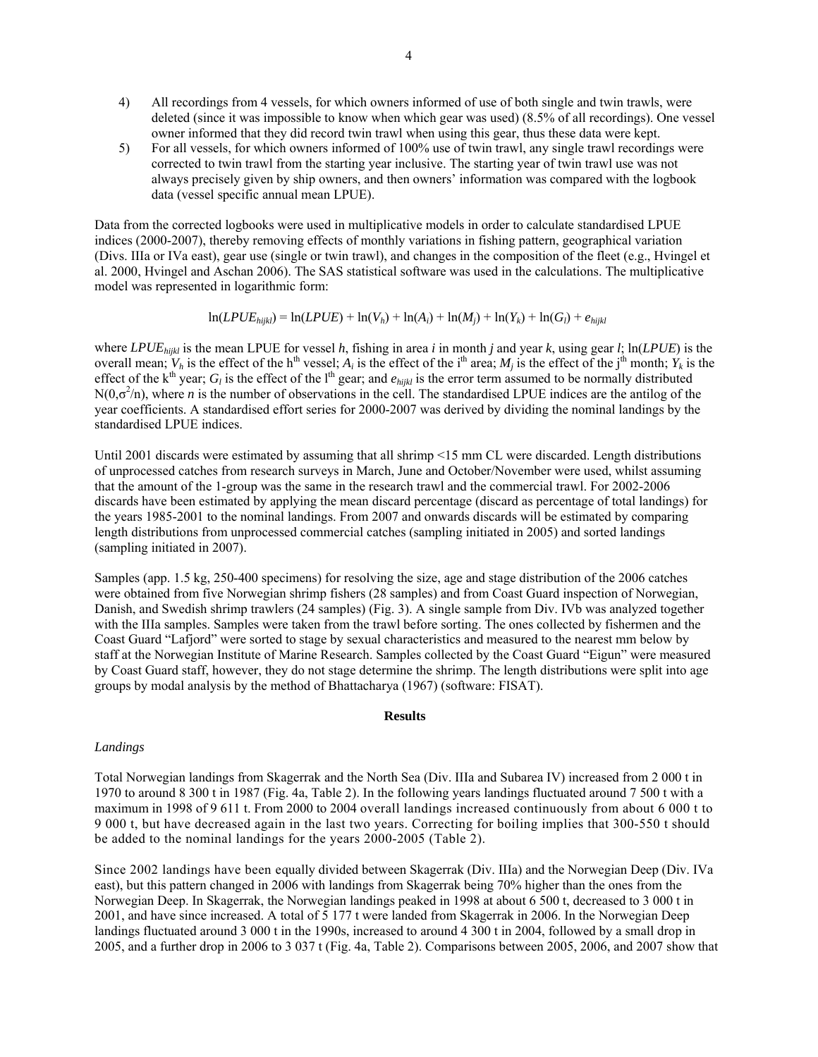4) All recordings from 4 vessels, for which owners informed of use of both single and twin trawls, were deleted (since it was impossible to know when which gear was used) (8.5% of all recordings). One vessel owner informed that they did record twin trawl when using this gear, thus these data were kept.
5) For all vessels, for which owners informed of 100% use of twin trawl, any single trawl recordings were corrected to twin trawl from the starting year inclusive. The starting year of twin trawl use was not always precisely given by ship owners, and then owners' information was compared with the logbook data (vessel specific annual mean LPUE).

Data from the corrected logbooks were used in multiplicative models in order to calculate standardised LPUE indices (2000-2007), thereby removing effects of monthly variations in fishing pattern, geographical variation (Divs. IIIa or IVa east), gear use (single or twin trawl), and changes in the composition of the fleet (e.g., Hvingel et al. 2000, Hvingel and Aschan 2006). The SAS statistical software was used in the calculations. The multiplicative model was represented in logarithmic form:

$$\ln(LPUE_{hijkl}) = \ln(LPUE) + \ln(V_h) + \ln(A_i) + \ln(M_j) + \ln(Y_k) + \ln(G_l) + e_{hijkl}$$

where $LPUE_{hijkl}$ is the mean LPUE for vessel $h$, fishing in area $i$ in month $j$ and year $k$, using gear $l$; $\ln(LPUE)$ is the overall mean; $V_h$ is the effect of the h[th] vessel; $A_i$ is the effect of the i[th] area; $M_j$ is the effect of the j[th] month; $Y_k$ is the effect of the k[th] year; $G_l$ is the effect of the l[th] gear; and $e_{hijkl}$ is the error term assumed to be normally distributed $N(0,\sigma^2/n)$, where $n$ is the number of observations in the cell. The standardised LPUE indices are the antilog of the year coefficients. A standardised effort series for 2000-2007 was derived by dividing the nominal landings by the standardised LPUE indices.

Until 2001 discards were estimated by assuming that all shrimp <15 mm CL were discarded. Length distributions of unprocessed catches from research surveys in March, June and October/November were used, whilst assuming that the amount of the 1-group was the same in the research trawl and the commercial trawl. For 2002-2006 discards have been estimated by applying the mean discard percentage (discard as percentage of total landings) for the years 1985-2001 to the nominal landings. From 2007 and onwards discards will be estimated by comparing length distributions from unprocessed commercial catches (sampling initiated in 2005) and sorted landings (sampling initiated in 2007).

Samples (app. 1.5 kg, 250-400 specimens) for resolving the size, age and stage distribution of the 2006 catches were obtained from five Norwegian shrimp fishers (28 samples) and from Coast Guard inspection of Norwegian, Danish, and Swedish shrimp trawlers (24 samples) (Fig. 3). A single sample from Div. IVb was analyzed together with the IIIa samples. Samples were taken from the trawl before sorting. The ones collected by fishermen and the Coast Guard "Lafjord" were sorted to stage by sexual characteristics and measured to the nearest mm below by staff at the Norwegian Institute of Marine Research. Samples collected by the Coast Guard "Eigun" were measured by Coast Guard staff, however, they do not stage determine the shrimp. The length distributions were split into age groups by modal analysis by the method of Bhattacharya (1967) (software: FISAT).

## Results

### *Landings*

Total Norwegian landings from Skagerrak and the North Sea (Div. IIIa and Subarea IV) increased from 2 000 t in 1970 to around 8 300 t in 1987 (Fig. 4a, Table 2). In the following years landings fluctuated around 7 500 t with a maximum in 1998 of 9 611 t. From 2000 to 2004 overall landings increased continuously from about 6 000 t to 9 000 t, but have decreased again in the last two years. Correcting for boiling implies that 300-550 t should be added to the nominal landings for the years 2000-2005 (Table 2).

Since 2002 landings have been equally divided between Skagerrak (Div. IIIa) and the Norwegian Deep (Div. IVa east), but this pattern changed in 2006 with landings from Skagerrak being 70% higher than the ones from the Norwegian Deep. In Skagerrak, the Norwegian landings peaked in 1998 at about 6 500 t, decreased to 3 000 t in 2001, and have since increased. A total of 5 177 t were landed from Skagerrak in 2006. In the Norwegian Deep landings fluctuated around 3 000 t in the 1990s, increased to around 4 300 t in 2004, followed by a small drop in 2005, and a further drop in 2006 to 3 037 t (Fig. 4a, Table 2). Comparisons between 2005, 2006, and 2007 show that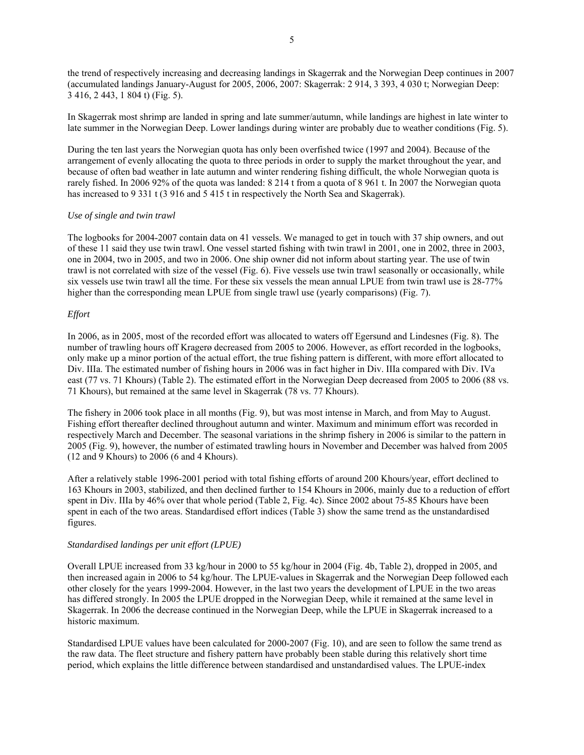the trend of respectively increasing and decreasing landings in Skagerrak and the Norwegian Deep continues in 2007 (accumulated landings January-August for 2005, 2006, 2007: Skagerrak: 2 914, 3 393, 4 030 t; Norwegian Deep: 3 416, 2 443, 1 804 t) (Fig. 5).

In Skagerrak most shrimp are landed in spring and late summer/autumn, while landings are highest in late winter to late summer in the Norwegian Deep. Lower landings during winter are probably due to weather conditions (Fig. 5).

During the ten last years the Norwegian quota has only been overfished twice (1997 and 2004). Because of the arrangement of evenly allocating the quota to three periods in order to supply the market throughout the year, and because of often bad weather in late autumn and winter rendering fishing difficult, the whole Norwegian quota is rarely fished. In 2006 92% of the quota was landed: 8 214 t from a quota of 8 961 t. In 2007 the Norwegian quota has increased to 9 331 t (3 916 and 5 415 t in respectively the North Sea and Skagerrak).

*Use of single and twin trawl*

The logbooks for 2004-2007 contain data on 41 vessels. We managed to get in touch with 37 ship owners, and out of these 11 said they use twin trawl. One vessel started fishing with twin trawl in 2001, one in 2002, three in 2003, one in 2004, two in 2005, and two in 2006. One ship owner did not inform about starting year. The use of twin trawl is not correlated with size of the vessel (Fig. 6). Five vessels use twin trawl seasonally or occasionally, while six vessels use twin trawl all the time. For these six vessels the mean annual LPUE from twin trawl use is 28-77% higher than the corresponding mean LPUE from single trawl use (yearly comparisons) (Fig. 7).

*Effort*

In 2006, as in 2005, most of the recorded effort was allocated to waters off Egersund and Lindesnes (Fig. 8). The number of trawling hours off Kragerø decreased from 2005 to 2006. However, as effort recorded in the logbooks, only make up a minor portion of the actual effort, the true fishing pattern is different, with more effort allocated to Div. IIIa. The estimated number of fishing hours in 2006 was in fact higher in Div. IIIa compared with Div. IVa east (77 vs. 71 Khours) (Table 2). The estimated effort in the Norwegian Deep decreased from 2005 to 2006 (88 vs. 71 Khours), but remained at the same level in Skagerrak (78 vs. 77 Khours).

The fishery in 2006 took place in all months (Fig. 9), but was most intense in March, and from May to August. Fishing effort thereafter declined throughout autumn and winter. Maximum and minimum effort was recorded in respectively March and December. The seasonal variations in the shrimp fishery in 2006 is similar to the pattern in 2005 (Fig. 9), however, the number of estimated trawling hours in November and December was halved from 2005 (12 and 9 Khours) to 2006 (6 and 4 Khours).

After a relatively stable 1996-2001 period with total fishing efforts of around 200 Khours/year, effort declined to 163 Khours in 2003, stabilized, and then declined further to 154 Khours in 2006, mainly due to a reduction of effort spent in Div. IIIa by 46% over that whole period (Table 2, Fig. 4c). Since 2002 about 75-85 Khours have been spent in each of the two areas. Standardised effort indices (Table 3) show the same trend as the unstandardised figures.

*Standardised landings per unit effort (LPUE)*

Overall LPUE increased from 33 kg/hour in 2000 to 55 kg/hour in 2004 (Fig. 4b, Table 2), dropped in 2005, and then increased again in 2006 to 54 kg/hour. The LPUE-values in Skagerrak and the Norwegian Deep followed each other closely for the years 1999-2004. However, in the last two years the development of LPUE in the two areas has differed strongly. In 2005 the LPUE dropped in the Norwegian Deep, while it remained at the same level in Skagerrak. In 2006 the decrease continued in the Norwegian Deep, while the LPUE in Skagerrak increased to a historic maximum.

Standardised LPUE values have been calculated for 2000-2007 (Fig. 10), and are seen to follow the same trend as the raw data. The fleet structure and fishery pattern have probably been stable during this relatively short time period, which explains the little difference between standardised and unstandardised values. The LPUE-index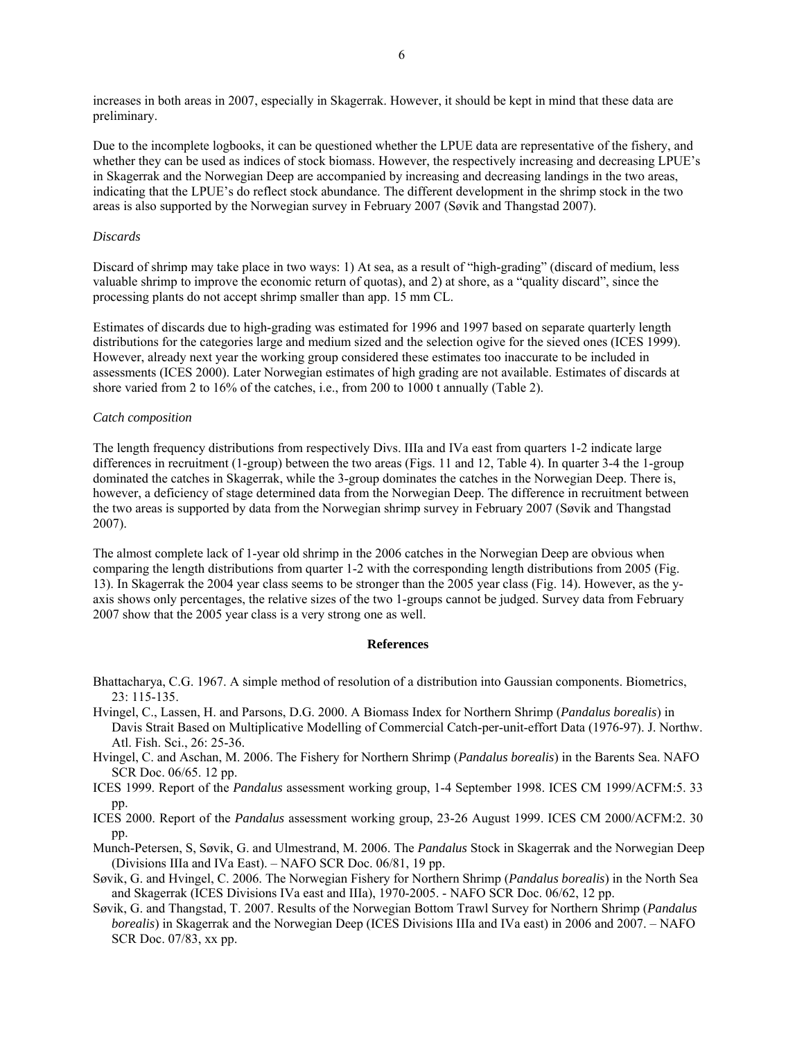increases in both areas in 2007, especially in Skagerrak. However, it should be kept in mind that these data are preliminary.

Due to the incomplete logbooks, it can be questioned whether the LPUE data are representative of the fishery, and whether they can be used as indices of stock biomass. However, the respectively increasing and decreasing LPUE's in Skagerrak and the Norwegian Deep are accompanied by increasing and decreasing landings in the two areas, indicating that the LPUE's do reflect stock abundance. The different development in the shrimp stock in the two areas is also supported by the Norwegian survey in February 2007 (Søvik and Thangstad 2007).

*Discards*

Discard of shrimp may take place in two ways: 1) At sea, as a result of "high-grading" (discard of medium, less valuable shrimp to improve the economic return of quotas), and 2) at shore, as a "quality discard", since the processing plants do not accept shrimp smaller than app. 15 mm CL.

Estimates of discards due to high-grading was estimated for 1996 and 1997 based on separate quarterly length distributions for the categories large and medium sized and the selection ogive for the sieved ones (ICES 1999). However, already next year the working group considered these estimates too inaccurate to be included in assessments (ICES 2000). Later Norwegian estimates of high grading are not available. Estimates of discards at shore varied from 2 to 16% of the catches, i.e., from 200 to 1000 t annually (Table 2).

*Catch composition*

The length frequency distributions from respectively Divs. IIIa and IVa east from quarters 1-2 indicate large differences in recruitment (1-group) between the two areas (Figs. 11 and 12, Table 4). In quarter 3-4 the 1-group dominated the catches in Skagerrak, while the 3-group dominates the catches in the Norwegian Deep. There is, however, a deficiency of stage determined data from the Norwegian Deep. The difference in recruitment between the two areas is supported by data from the Norwegian shrimp survey in February 2007 (Søvik and Thangstad 2007).

The almost complete lack of 1-year old shrimp in the 2006 catches in the Norwegian Deep are obvious when comparing the length distributions from quarter 1-2 with the corresponding length distributions from 2005 (Fig. 13). In Skagerrak the 2004 year class seems to be stronger than the 2005 year class (Fig. 14). However, as the y-axis shows only percentages, the relative sizes of the two 1-groups cannot be judged. Survey data from February 2007 show that the 2005 year class is a very strong one as well.

## References

Bhattacharya, C.G. 1967. A simple method of resolution of a distribution into Gaussian components. Biometrics, 23: 115-135.

Hvingel, C., Lassen, H. and Parsons, D.G. 2000. A Biomass Index for Northern Shrimp (*Pandalus borealis*) in Davis Strait Based on Multiplicative Modelling of Commercial Catch-per-unit-effort Data (1976-97). J. Northw. Atl. Fish. Sci., 26: 25-36.

Hvingel, C. and Aschan, M. 2006. The Fishery for Northern Shrimp (*Pandalus borealis*) in the Barents Sea. NAFO SCR Doc. 06/65. 12 pp.

ICES 1999. Report of the *Pandalus* assessment working group, 1-4 September 1998. ICES CM 1999/ACFM:5. 33 pp.

ICES 2000. Report of the *Pandalus* assessment working group, 23-26 August 1999. ICES CM 2000/ACFM:2. 30 pp.

Munch-Petersen, S, Søvik, G. and Ulmestrand, M. 2006. The *Pandalus* Stock in Skagerrak and the Norwegian Deep (Divisions IIIa and IVa East). – NAFO SCR Doc. 06/81, 19 pp.

Søvik, G. and Hvingel, C. 2006. The Norwegian Fishery for Northern Shrimp (*Pandalus borealis*) in the North Sea and Skagerrak (ICES Divisions IVa east and IIIa), 1970-2005. - NAFO SCR Doc. 06/62, 12 pp.

Søvik, G. and Thangstad, T. 2007. Results of the Norwegian Bottom Trawl Survey for Northern Shrimp (*Pandalus borealis*) in Skagerrak and the Norwegian Deep (ICES Divisions IIIa and IVa east) in 2006 and 2007. – NAFO SCR Doc. 07/83, xx pp.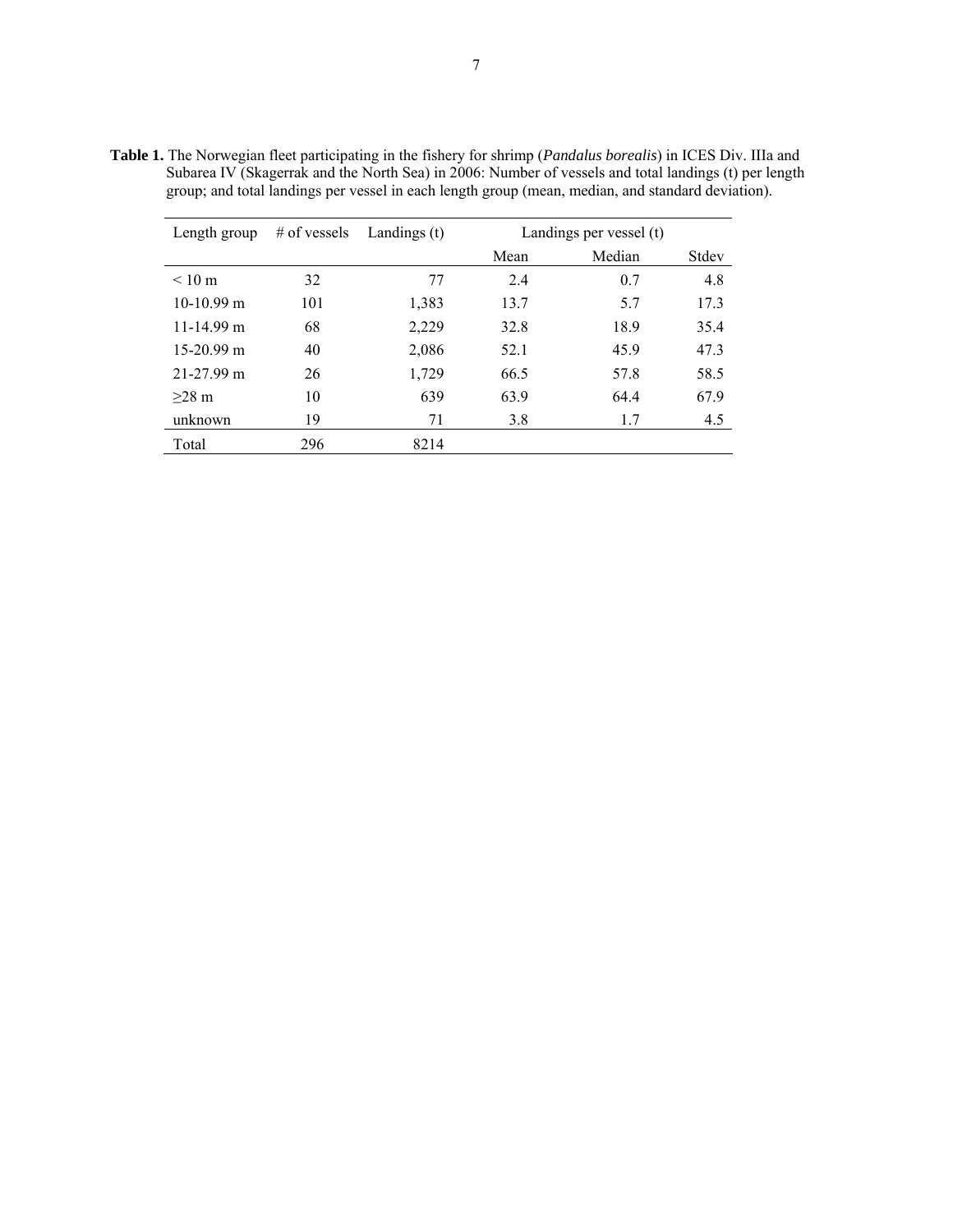**Table 1.** The Norwegian fleet participating in the fishery for shrimp (*Pandalus borealis*) in ICES Div. IIIa and Subarea IV (Skagerrak and the North Sea) in 2006: Number of vessels and total landings (t) per length group; and total landings per vessel in each length group (mean, median, and standard deviation).

| Length group | # of vessels | Landings (t) | Landings per vessel (t) | | |
|---|---|---|---|---|---|
| | | | Mean | Median | Stdev |
| < 10 m | 32 | 77 | 2.4 | 0.7 | 4.8 |
| 10-10.99 m | 101 | 1,383 | 13.7 | 5.7 | 17.3 |
| 11-14.99 m | 68 | 2,229 | 32.8 | 18.9 | 35.4 |
| 15-20.99 m | 40 | 2,086 | 52.1 | 45.9 | 47.3 |
| 21-27.99 m | 26 | 1,729 | 66.5 | 57.8 | 58.5 |
| ≥28 m | 10 | 639 | 63.9 | 64.4 | 67.9 |
| unknown | 19 | 71 | 3.8 | 1.7 | 4.5 |
| Total | 296 | 8214 | | | |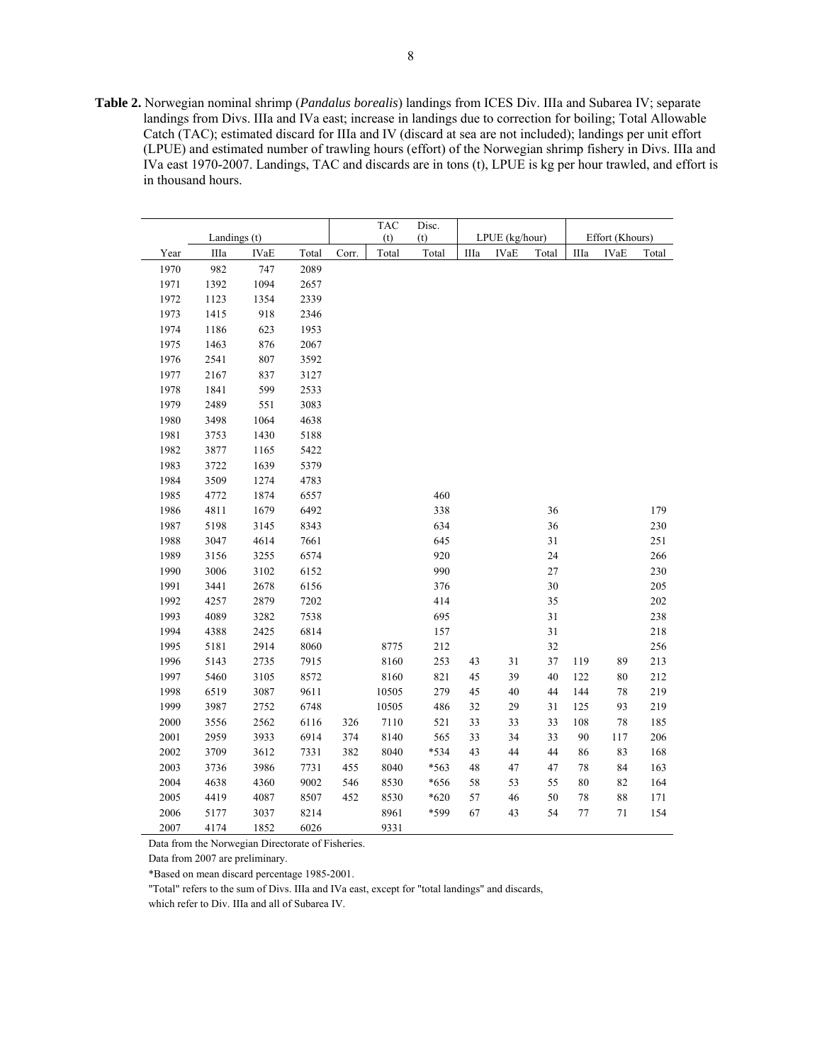**Table 2.** Norwegian nominal shrimp (*Pandalus borealis*) landings from ICES Div. IIIa and Subarea IV; separate landings from Divs. IIIa and IVa east; increase in landings due to correction for boiling; Total Allowable Catch (TAC); estimated discard for IIIa and IV (discard at sea are not included); landings per unit effort (LPUE) and estimated number of trawling hours (effort) of the Norwegian shrimp fishery in Divs. IIIa and IVa east 1970-2007. Landings, TAC and discards are in tons (t), LPUE is kg per hour trawled, and effort is in thousand hours.

| | Landings (t) | | | | TAC (t) | Disc. (t) | LPUE (kg/hour) | | | Effort (Khours) | | |
|---|---|---|---|---|---|---|---|---|---|---|---|---|
| Year | IIIa | IVaE | Total | Corr. | Total | Total | IIIa | IVaE | Total | IIIa | IVaE | Total |
| 1970 | 982 | 747 | 2089 | | | | | | | | | |
| 1971 | 1392 | 1094 | 2657 | | | | | | | | | |
| 1972 | 1123 | 1354 | 2339 | | | | | | | | | |
| 1973 | 1415 | 918 | 2346 | | | | | | | | | |
| 1974 | 1186 | 623 | 1953 | | | | | | | | | |
| 1975 | 1463 | 876 | 2067 | | | | | | | | | |
| 1976 | 2541 | 807 | 3592 | | | | | | | | | |
| 1977 | 2167 | 837 | 3127 | | | | | | | | | |
| 1978 | 1841 | 599 | 2533 | | | | | | | | | |
| 1979 | 2489 | 551 | 3083 | | | | | | | | | |
| 1980 | 3498 | 1064 | 4638 | | | | | | | | | |
| 1981 | 3753 | 1430 | 5188 | | | | | | | | | |
| 1982 | 3877 | 1165 | 5422 | | | | | | | | | |
| 1983 | 3722 | 1639 | 5379 | | | | | | | | | |
| 1984 | 3509 | 1274 | 4783 | | | | | | | | | |
| 1985 | 4772 | 1874 | 6557 | | | 460 | | | | | | |
| 1986 | 4811 | 1679 | 6492 | | | 338 | | | 36 | | | 179 |
| 1987 | 5198 | 3145 | 8343 | | | 634 | | | 36 | | | 230 |
| 1988 | 3047 | 4614 | 7661 | | | 645 | | | 31 | | | 251 |
| 1989 | 3156 | 3255 | 6574 | | | 920 | | | 24 | | | 266 |
| 1990 | 3006 | 3102 | 6152 | | | 990 | | | 27 | | | 230 |
| 1991 | 3441 | 2678 | 6156 | | | 376 | | | 30 | | | 205 |
| 1992 | 4257 | 2879 | 7202 | | | 414 | | | 35 | | | 202 |
| 1993 | 4089 | 3282 | 7538 | | | 695 | | | 31 | | | 238 |
| 1994 | 4388 | 2425 | 6814 | | | 157 | | | 31 | | | 218 |
| 1995 | 5181 | 2914 | 8060 | | 8775 | 212 | | | 32 | | | 256 |
| 1996 | 5143 | 2735 | 7915 | | 8160 | 253 | 43 | 31 | 37 | 119 | 89 | 213 |
| 1997 | 5460 | 3105 | 8572 | | 8160 | 821 | 45 | 39 | 40 | 122 | 80 | 212 |
| 1998 | 6519 | 3087 | 9611 | | 10505 | 279 | 45 | 40 | 44 | 144 | 78 | 219 |
| 1999 | 3987 | 2752 | 6748 | | 10505 | 486 | 32 | 29 | 31 | 125 | 93 | 219 |
| 2000 | 3556 | 2562 | 6116 | 326 | 7110 | 521 | 33 | 33 | 33 | 108 | 78 | 185 |
| 2001 | 2959 | 3933 | 6914 | 374 | 8140 | 565 | 33 | 34 | 33 | 90 | 117 | 206 |
| 2002 | 3709 | 3612 | 7331 | 382 | 8040 | *534 | 43 | 44 | 44 | 86 | 83 | 168 |
| 2003 | 3736 | 3986 | 7731 | 455 | 8040 | *563 | 48 | 47 | 47 | 78 | 84 | 163 |
| 2004 | 4638 | 4360 | 9002 | 546 | 8530 | *656 | 58 | 53 | 55 | 80 | 82 | 164 |
| 2005 | 4419 | 4087 | 8507 | 452 | 8530 | *620 | 57 | 46 | 50 | 78 | 88 | 171 |
| 2006 | 5177 | 3037 | 8214 | | 8961 | *599 | 67 | 43 | 54 | 77 | 71 | 154 |
| 2007 | 4174 | 1852 | 6026 | | 9331 | | | | | | | |

Data from the Norwegian Directorate of Fisheries.

Data from 2007 are preliminary.

*Based on mean discard percentage 1985-2001.

"Total" refers to the sum of Divs. IIIa and IVa east, except for "total landings" and discards, which refer to Div. IIIa and all of Subarea IV.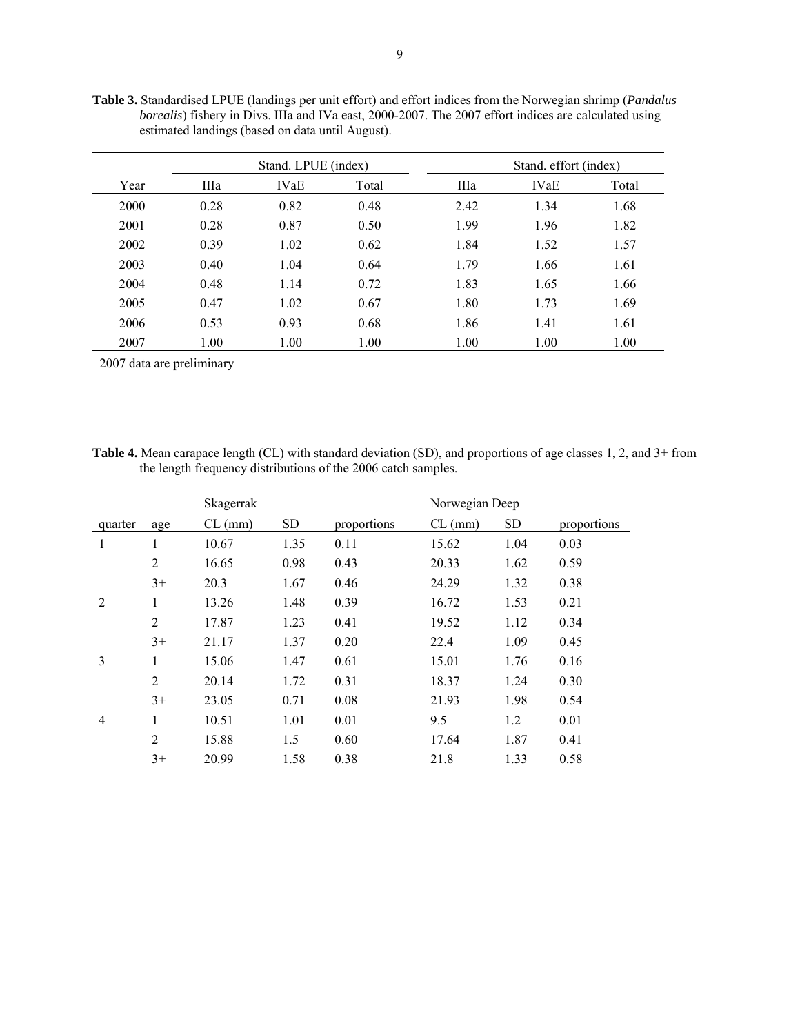**Table 3.** Standardised LPUE (landings per unit effort) and effort indices from the Norwegian shrimp (*Pandalus borealis*) fishery in Divs. IIIa and IVa east, 2000-2007. The 2007 effort indices are calculated using estimated landings (based on data until August).

| | Stand. LPUE (index) | | | Stand. effort (index) | | |
|---|---|---|---|---|---|---|
| Year | IIIa | IVaE | Total | IIIa | IVaE | Total |
| 2000 | 0.28 | 0.82 | 0.48 | 2.42 | 1.34 | 1.68 |
| 2001 | 0.28 | 0.87 | 0.50 | 1.99 | 1.96 | 1.82 |
| 2002 | 0.39 | 1.02 | 0.62 | 1.84 | 1.52 | 1.57 |
| 2003 | 0.40 | 1.04 | 0.64 | 1.79 | 1.66 | 1.61 |
| 2004 | 0.48 | 1.14 | 0.72 | 1.83 | 1.65 | 1.66 |
| 2005 | 0.47 | 1.02 | 0.67 | 1.80 | 1.73 | 1.69 |
| 2006 | 0.53 | 0.93 | 0.68 | 1.86 | 1.41 | 1.61 |
| 2007 | 1.00 | 1.00 | 1.00 | 1.00 | 1.00 | 1.00 |

2007 data are preliminary

**Table 4.** Mean carapace length (CL) with standard deviation (SD), and proportions of age classes 1, 2, and 3+ from the length frequency distributions of the 2006 catch samples.

| | | Skagerrak | | | Norwegian Deep | | |
|---|---|---|---|---|---|---|---|
| quarter | age | CL (mm) | SD | proportions | CL (mm) | SD | proportions |
| 1 | 1 | 10.67 | 1.35 | 0.11 | 15.62 | 1.04 | 0.03 |
| | 2 | 16.65 | 0.98 | 0.43 | 20.33 | 1.62 | 0.59 |
| | 3+ | 20.3 | 1.67 | 0.46 | 24.29 | 1.32 | 0.38 |
| 2 | 1 | 13.26 | 1.48 | 0.39 | 16.72 | 1.53 | 0.21 |
| | 2 | 17.87 | 1.23 | 0.41 | 19.52 | 1.12 | 0.34 |
| | 3+ | 21.17 | 1.37 | 0.20 | 22.4 | 1.09 | 0.45 |
| 3 | 1 | 15.06 | 1.47 | 0.61 | 15.01 | 1.76 | 0.16 |
| | 2 | 20.14 | 1.72 | 0.31 | 18.37 | 1.24 | 0.30 |
| | 3+ | 23.05 | 0.71 | 0.08 | 21.93 | 1.98 | 0.54 |
| 4 | 1 | 10.51 | 1.01 | 0.01 | 9.5 | 1.2 | 0.01 |
| | 2 | 15.88 | 1.5 | 0.60 | 17.64 | 1.87 | 0.41 |
| | 3+ | 20.99 | 1.58 | 0.38 | 21.8 | 1.33 | 0.58 |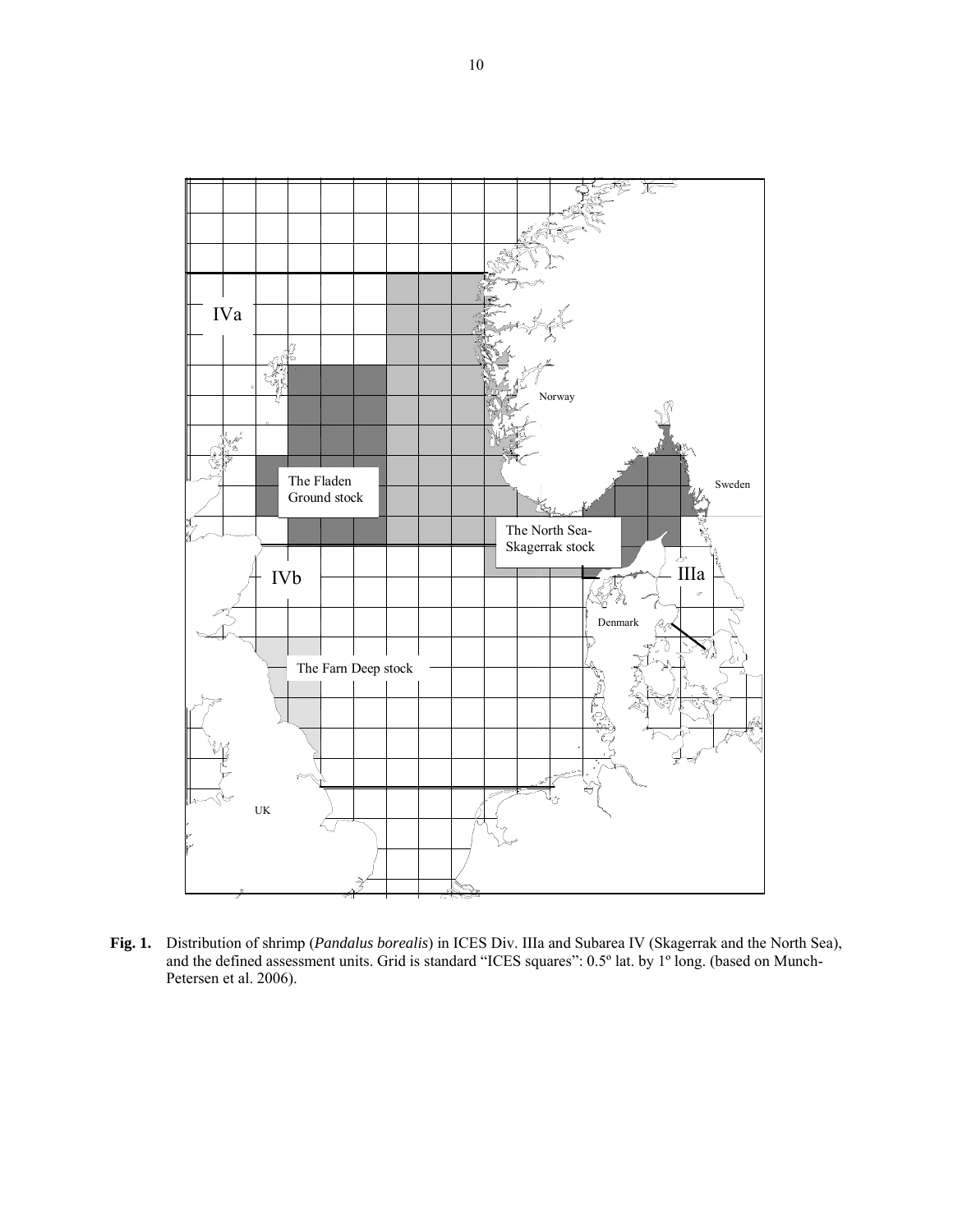**Fig. 1.** Distribution of shrimp (*Pandalus borealis*) in ICES Div. IIIa and Subarea IV (Skagerrak and the North Sea), and the defined assessment units. Grid is standard "ICES squares": 0.5º lat. by 1º long. (based on Munch-Petersen et al. 2006).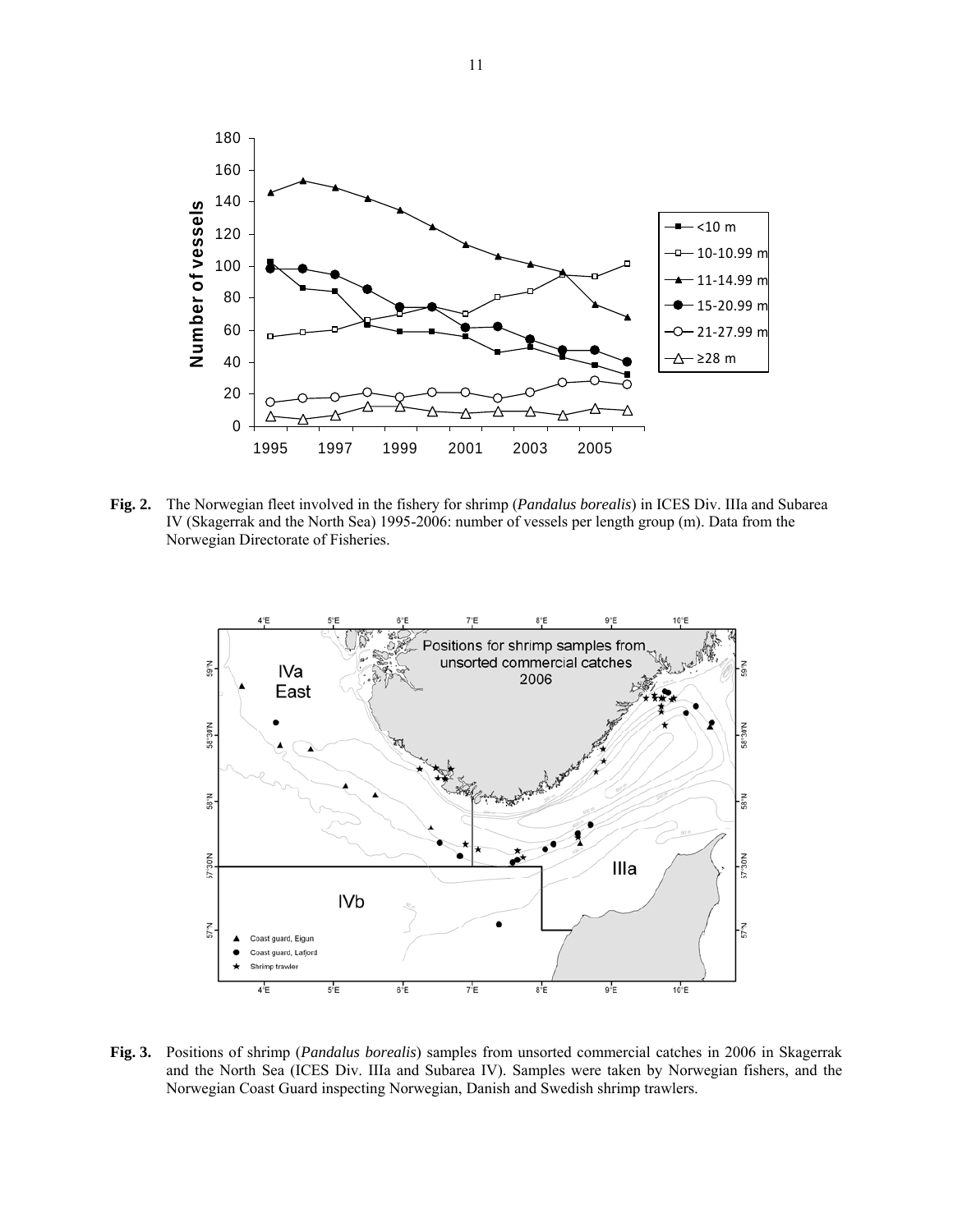**Fig. 2.** The Norwegian fleet involved in the fishery for shrimp (*Pandalus borealis*) in ICES Div. IIIa and Subarea IV (Skagerrak and the North Sea) 1995-2006: number of vessels per length group (m). Data from the Norwegian Directorate of Fisheries.

**Fig. 3.** Positions of shrimp (*Pandalus borealis*) samples from unsorted commercial catches in 2006 in Skagerrak and the North Sea (ICES Div. IIIa and Subarea IV). Samples were taken by Norwegian fishers, and the Norwegian Coast Guard inspecting Norwegian, Danish and Swedish shrimp trawlers.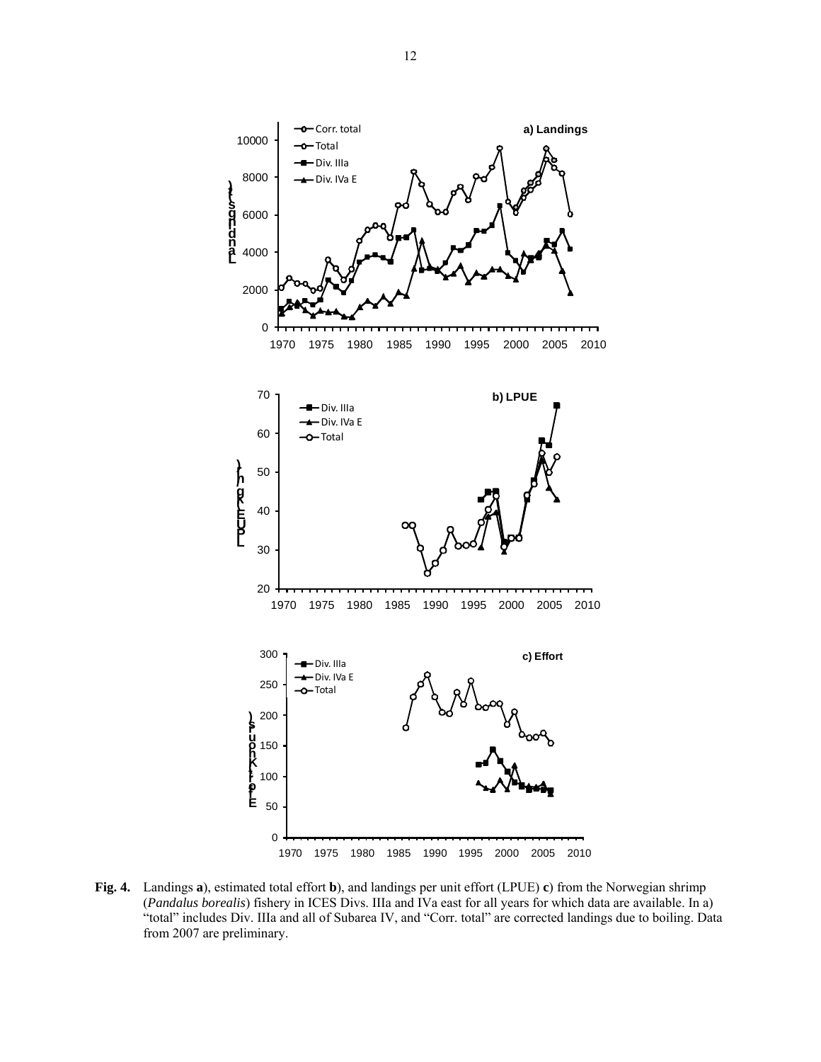**Fig. 4.** Landings **a**), estimated total effort **b**), and landings per unit effort (LPUE) **c**) from the Norwegian shrimp (*Pandalus borealis*) fishery in ICES Divs. IIIa and IVa east for all years for which data are available. In a) "total" includes Div. IIIa and all of Subarea IV, and "Corr. total" are corrected landings due to boiling. Data from 2007 are preliminary.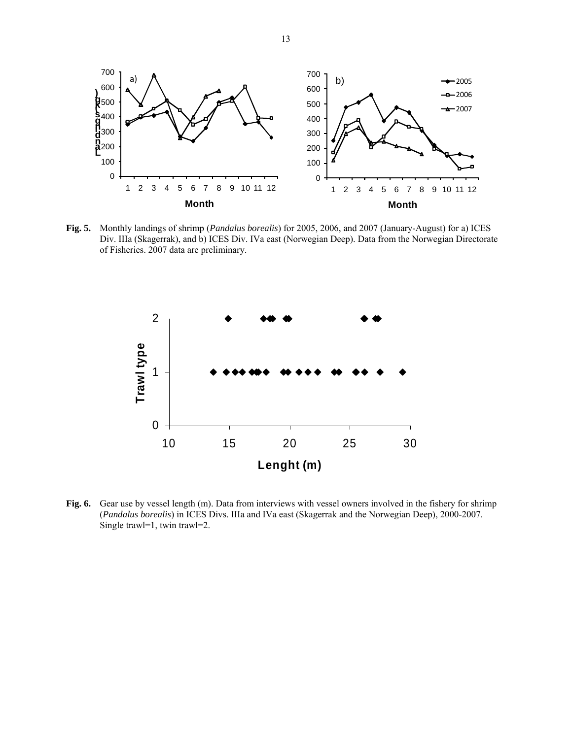**Fig. 5.** Monthly landings of shrimp (*Pandalus borealis*) for 2005, 2006, and 2007 (January-August) for a) ICES Div. IIIa (Skagerrak), and b) ICES Div. IVa east (Norwegian Deep). Data from the Norwegian Directorate of Fisheries. 2007 data are preliminary.

**Fig. 6.** Gear use by vessel length (m). Data from interviews with vessel owners involved in the fishery for shrimp (*Pandalus borealis*) in ICES Divs. IIIa and IVa east (Skagerrak and the Norwegian Deep), 2000-2007. Single trawl=1, twin trawl=2.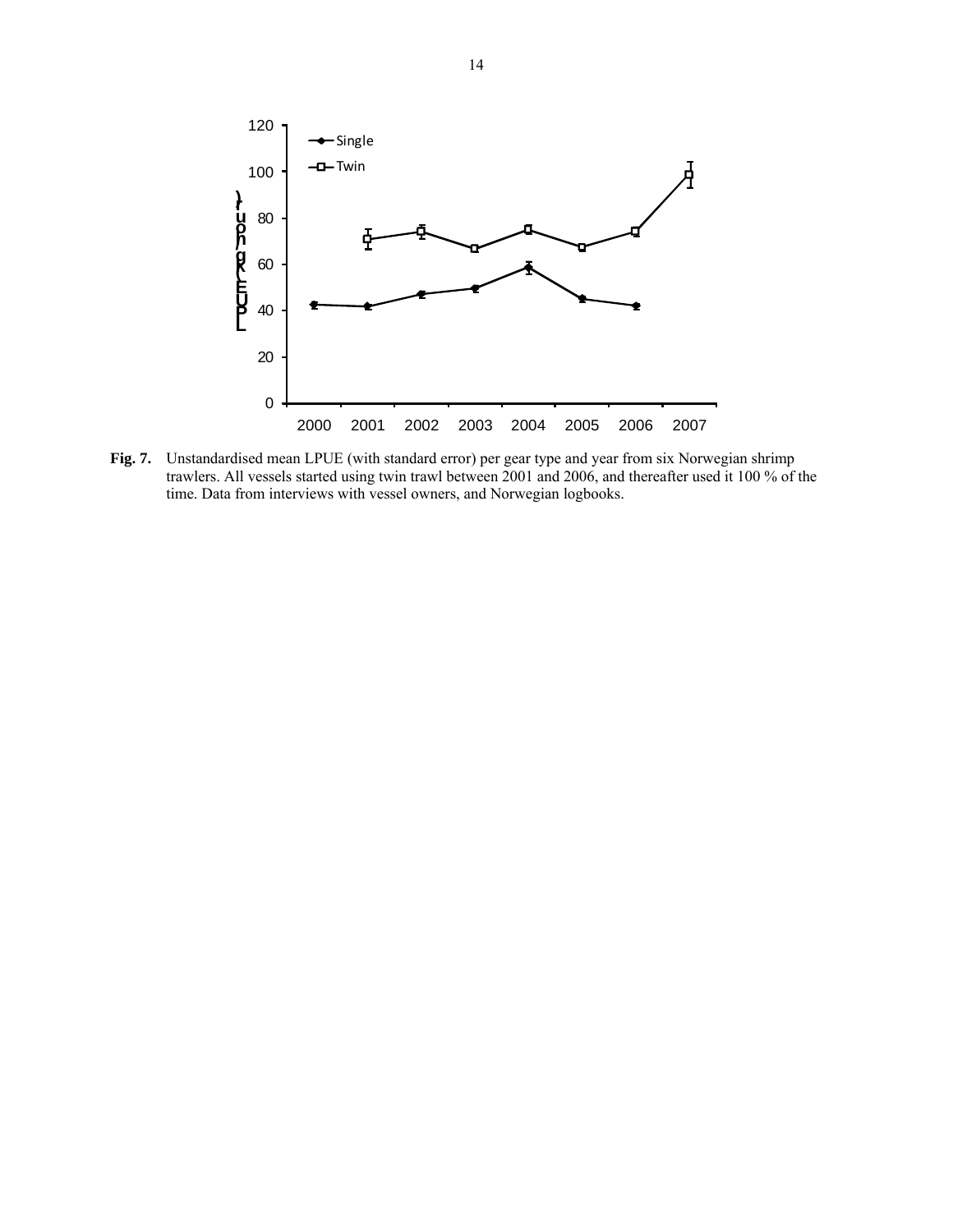**Fig. 7.** Unstandardised mean LPUE (with standard error) per gear type and year from six Norwegian shrimp trawlers. All vessels started using twin trawl between 2001 and 2006, and thereafter used it 100 % of the time. Data from interviews with vessel owners, and Norwegian logbooks.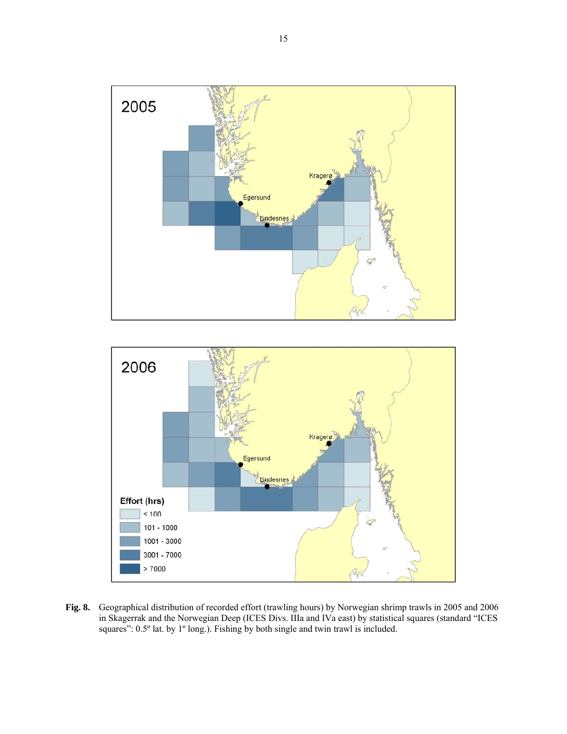**Fig. 8.** Geographical distribution of recorded effort (trawling hours) by Norwegian shrimp trawls in 2005 and 2006 in Skagerrak and the Norwegian Deep (ICES Divs. IIIa and IVa east) by statistical squares (standard "ICES squares": 0.5º lat. by 1º long.). Fishing by both single and twin trawl is included.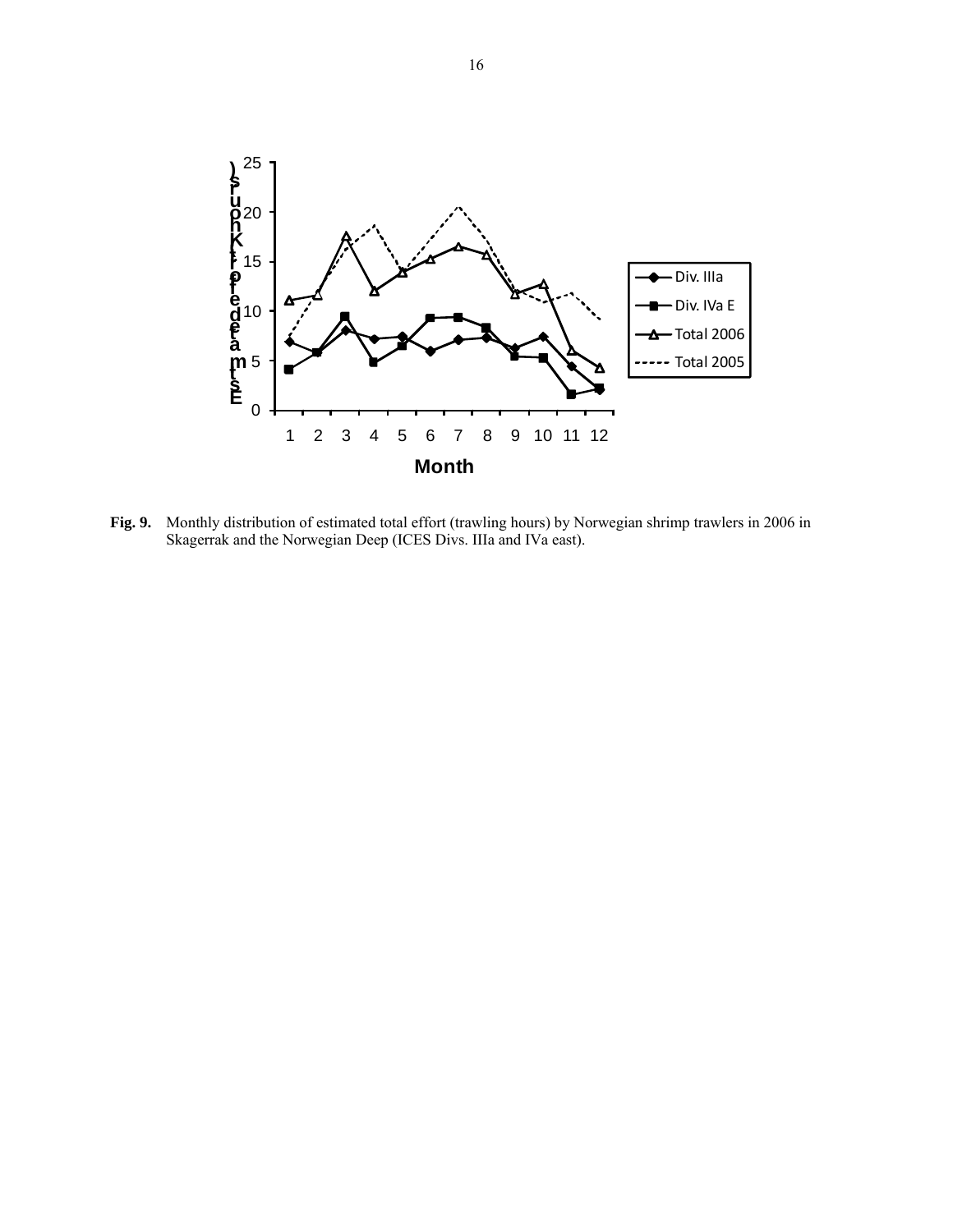**Fig. 9.** Monthly distribution of estimated total effort (trawling hours) by Norwegian shrimp trawlers in 2006 in Skagerrak and the Norwegian Deep (ICES Divs. IIIa and IVa east).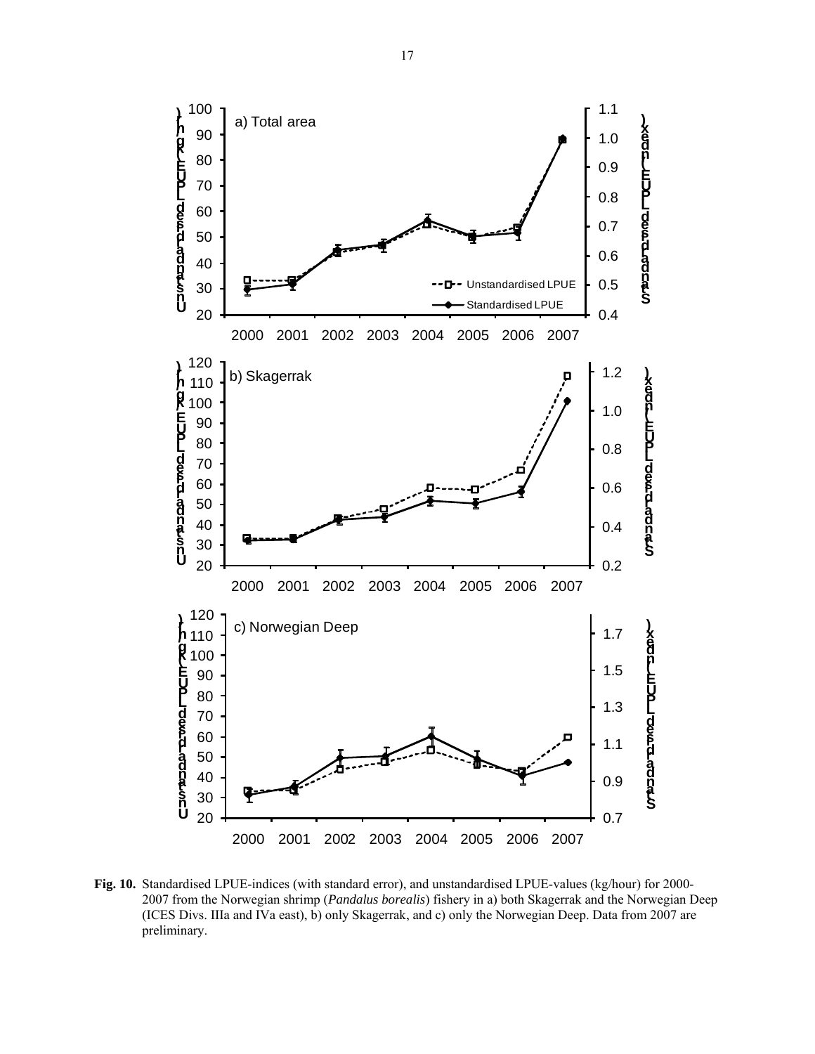**Fig. 10.** Standardised LPUE-indices (with standard error), and unstandardised LPUE-values (kg/hour) for 2000-2007 from the Norwegian shrimp (*Pandalus borealis*) fishery in a) both Skagerrak and the Norwegian Deep (ICES Divs. IIIa and IVa east), b) only Skagerrak, and c) only the Norwegian Deep. Data from 2007 are preliminary.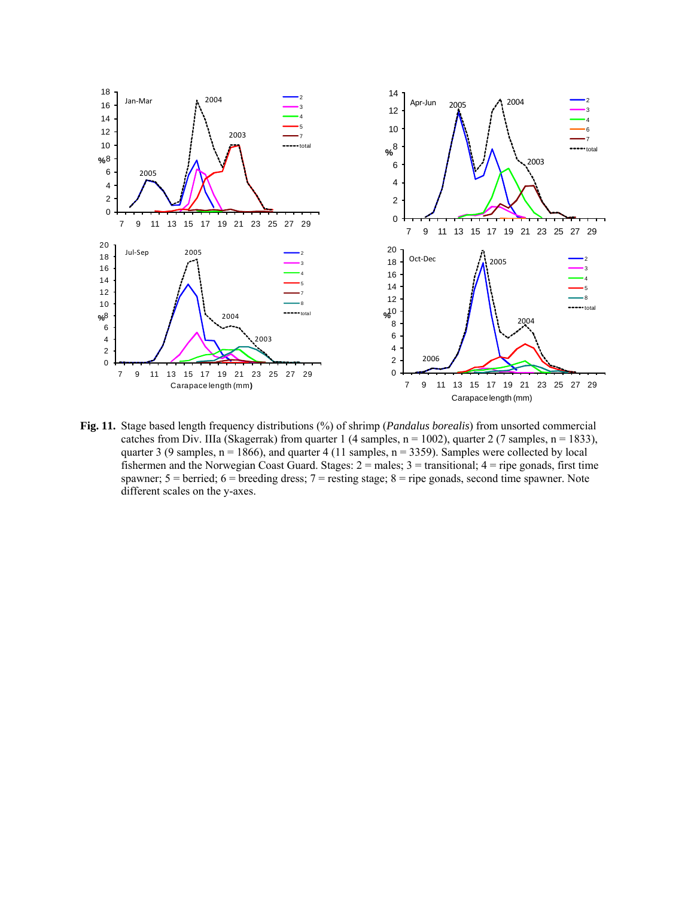**Fig. 11.** Stage based length frequency distributions (%) of shrimp (*Pandalus borealis*) from unsorted commercial catches from Div. IIIa (Skagerrak) from quarter 1 (4 samples, n = 1002), quarter 2 (7 samples, n = 1833), quarter 3 (9 samples, n = 1866), and quarter 4 (11 samples, n = 3359). Samples were collected by local fishermen and the Norwegian Coast Guard. Stages: 2 = males; 3 = transitional; 4 = ripe gonads, first time spawner; 5 = berried; 6 = breeding dress; 7 = resting stage; 8 = ripe gonads, second time spawner. Note different scales on the y-axes.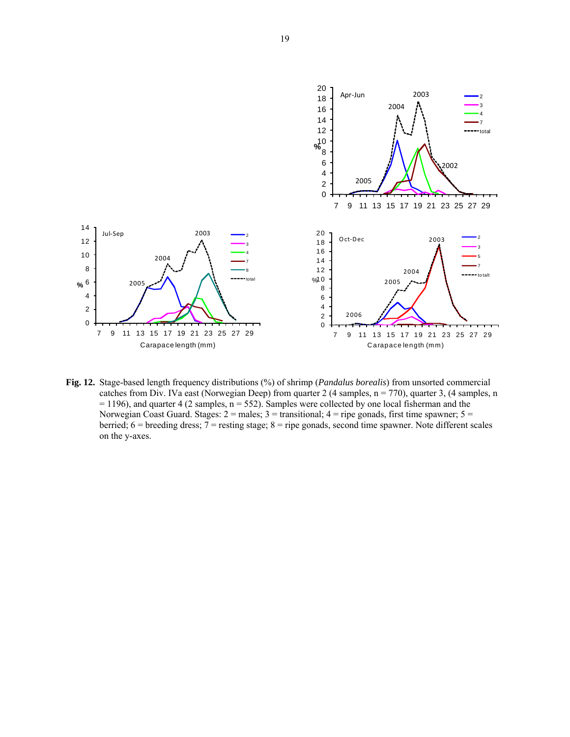**Fig. 12.** Stage-based length frequency distributions (%) of shrimp (*Pandalus borealis*) from unsorted commercial catches from Div. IVa east (Norwegian Deep) from quarter 2 (4 samples, n = 770), quarter 3, (4 samples, n = 1196), and quarter 4 (2 samples, n = 552). Samples were collected by one local fisherman and the Norwegian Coast Guard. Stages: 2 = males; 3 = transitional; 4 = ripe gonads, first time spawner; 5 = berried; 6 = breeding dress; 7 = resting stage; 8 = ripe gonads, second time spawner. Note different scales on the y-axes.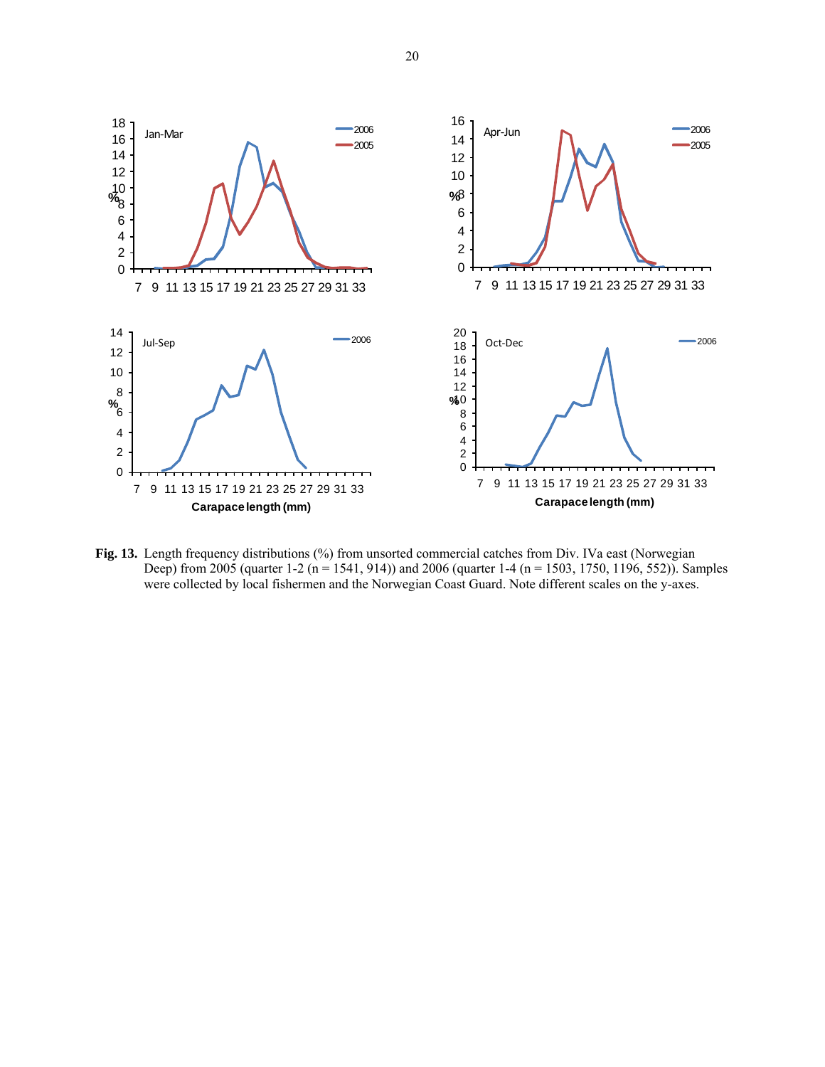**Fig. 13.** Length frequency distributions (%) from unsorted commercial catches from Div. IVa east (Norwegian Deep) from 2005 (quarter 1-2 (n = 1541, 914)) and 2006 (quarter 1-4 (n = 1503, 1750, 1196, 552)). Samples were collected by local fishermen and the Norwegian Coast Guard. Note different scales on the y-axes.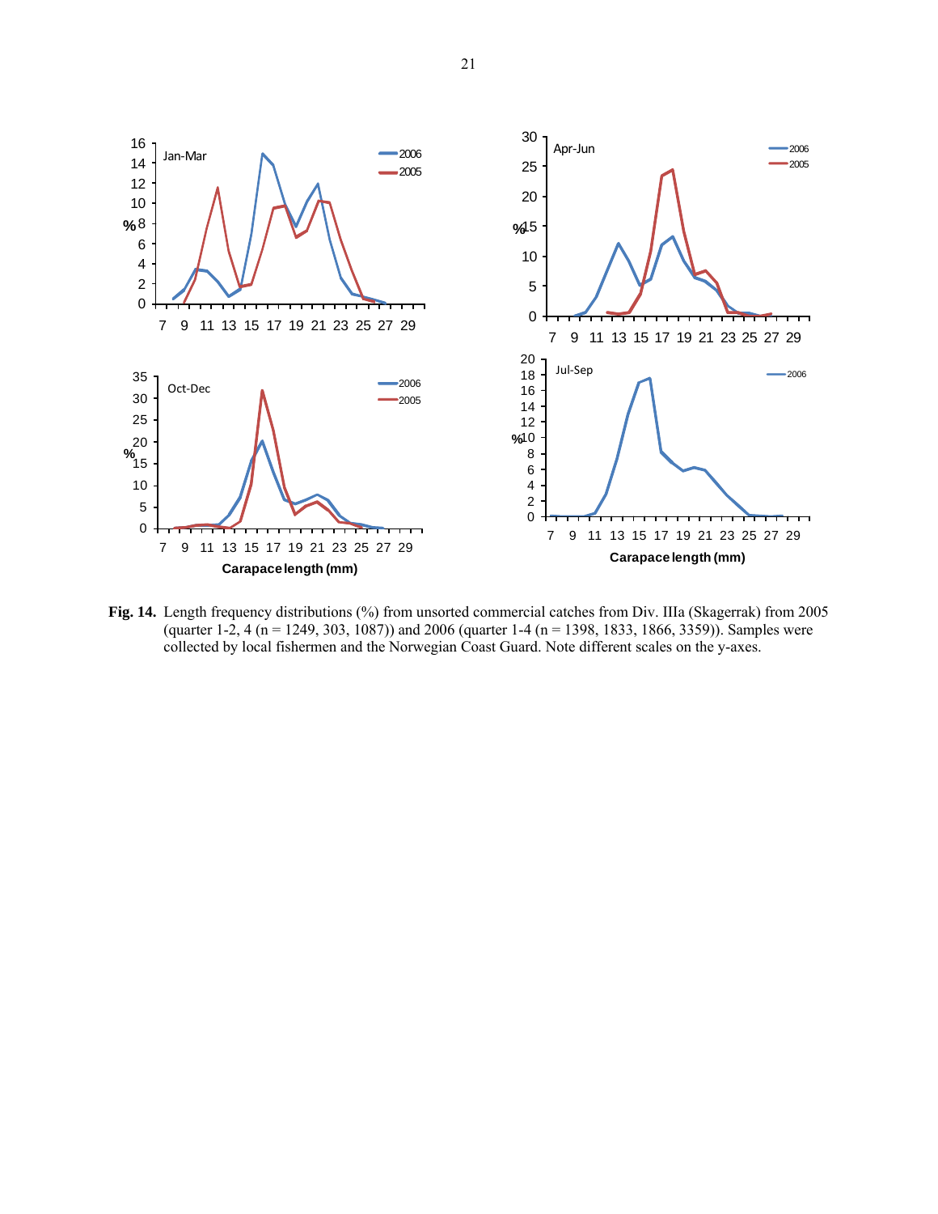Jan-Mar

2006
2005

%

16
14
12
10
8
6
4
2
0

7 9 11 13 15 17 19 21 23 25 27 29

Apr-Jun

2006
2005

%

30
25
20
15
10
5
0

7 9 11 13 15 17 19 21 23 25 27 29

Oct-Dec

2006
2005

%

35
30
25
20
15
10
5
0

7 9 11 13 15 17 19 21 23 25 27 29

Carapace length (mm)

Jul-Sep

2006

%

20
18
16
14
12
10
8
6
4
2
0

7 9 11 13 15 17 19 21 23 25 27 29

Carapace length (mm)

**Fig. 14.** Length frequency distributions (%) from unsorted commercial catches from Div. IIIa (Skagerrak) from 2005 (quarter 1-2, 4 (n = 1249, 303, 1087)) and 2006 (quarter 1-4 (n = 1398, 1833, 1866, 3359)). Samples were collected by local fishermen and the Norwegian Coast Guard. Note different scales on the y-axes.